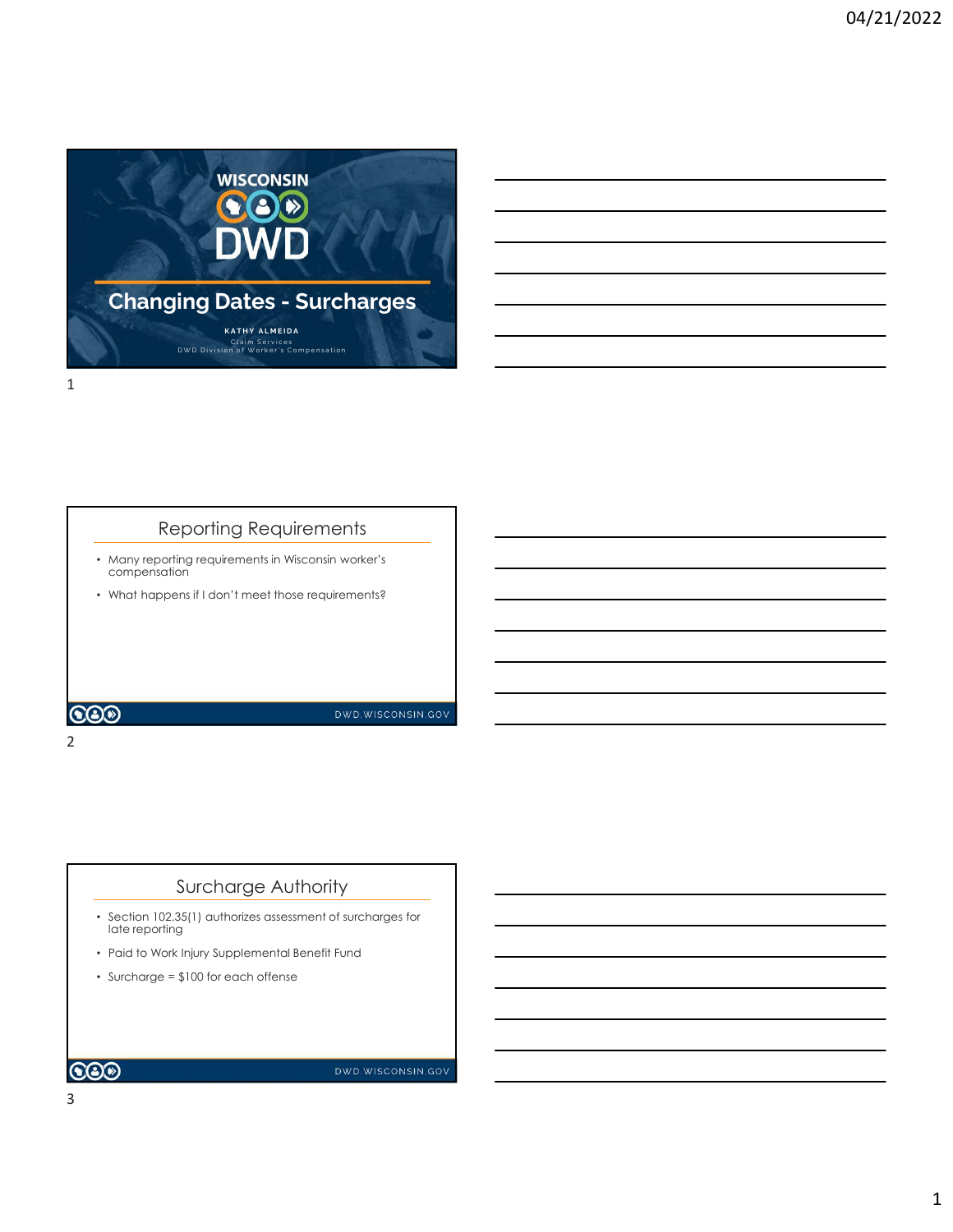# Changing Dates - Surcharges

**KATHY ALMEIDA**

Claim Services

DWD Division of Worker's Compensation

## Reporting Requirements

- Many reporting requirements in Wisconsin worker's compensation
- What happens if I don't meet those requirements?

## Surcharge Authority

- Section 102.35(1) authorizes assessment of surcharges for late reporting
- Paid to Work Injury Supplemental Benefit Fund
- Surcharge = $100 for each offense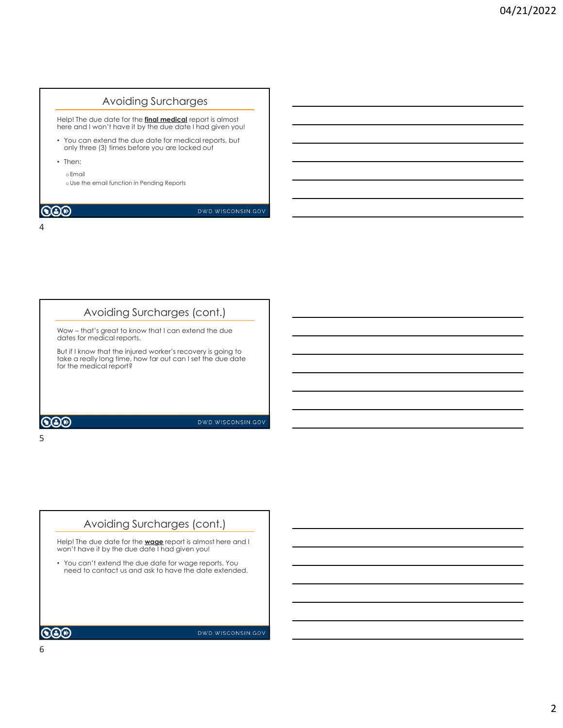## Avoiding Surcharges

Help! The due date for the **final medical** report is almost here and I won't have it by the due date I had given you!

- You can extend the due date for medical reports, but only three (3) times before you are locked out
- Then:
  - Email
  - Use the email function in Pending Reports

## Avoiding Surcharges (cont.)

Wow – that's great to know that I can extend the due dates for medical reports.

But if I know that the injured worker's recovery is going to take a really long time, how far out can I set the due date for the medical report?

## Avoiding Surcharges (cont.)

Help! The due date for the **wage** report is almost here and I won't have it by the due date I had given you!

- You can't extend the due date for wage reports. You need to contact us and ask to have the date extended.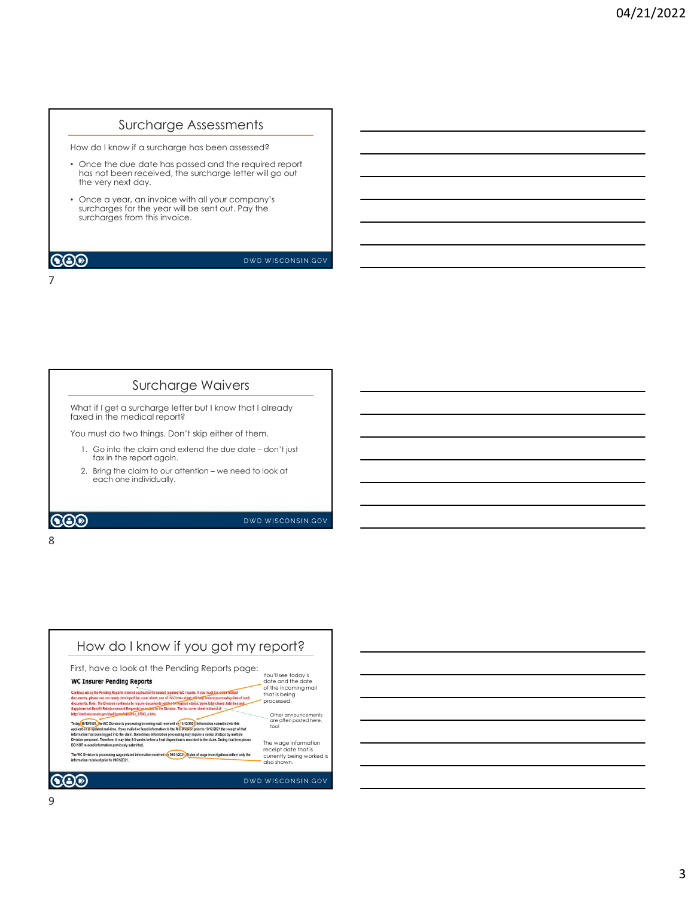## Surcharge Assessments

How do I know if a surcharge has been assessed?

- Once the due date has passed and the required report has not been received, the surcharge letter will go out the very next day.
- Once a year, an invoice with all your company's surcharges for the year will be sent out. Pay the surcharges from this invoice.

DWD.WISCONSIN.GOV

## Surcharge Waivers

What if I get a surcharge letter but I know that I already faxed in the medical report?

You must do two things. Don't skip either of them.

1. Go into the claim and extend the due date – don't just fax in the report again.
2. Bring the claim to our attention – we need to look at each one individually.

DWD.WISCONSIN.GOV

## How do I know if you got my report?

First, have a look at the Pending Reports page:

**WC Insurer Pending Reports**

Continue using the Pending Reports internet application to submit required WC reports. If you must fax claim-related documents, please use our newly developed fax cover sheet; use of this cover sheet will help reduce processing time of such documents. Note: The Division continues to require documents related to litigated claims, perm total claims, fatalities and Supplemental Benefit Reimbursement Requests be mailed to the Division. The fax cover sheet is found at https://dwd.wisconsin.gov/dwd/forms/wc/wkc_17943_e.htm.

Today, 10/12/2021, the WC Division is processing incoming mail received on 10/12/2021. Information submitted via this application is updated real-time. If you mailed or faxed information to the WC Division prior to 10/12/2021 the receipt of that information has been logged into the claim. Sometimes information processing may require a series of steps by multiple Division personnel. Therefore, it may take 2-3 weeks before a final disposition is recorded to the claim. During that time please DO NOT re-send information previously submitted.

The WC Division is processing wage-related information received on 09/01/2021. Status of wage investigations reflect only the information received prior to 09/01/2021.

You'll see today's date and the date of the incoming mail that is being processed.

Other announcements are often posted here, too!

The wage information receipt date that is currently being worked is also shown.

DWD.WISCONSIN.GOV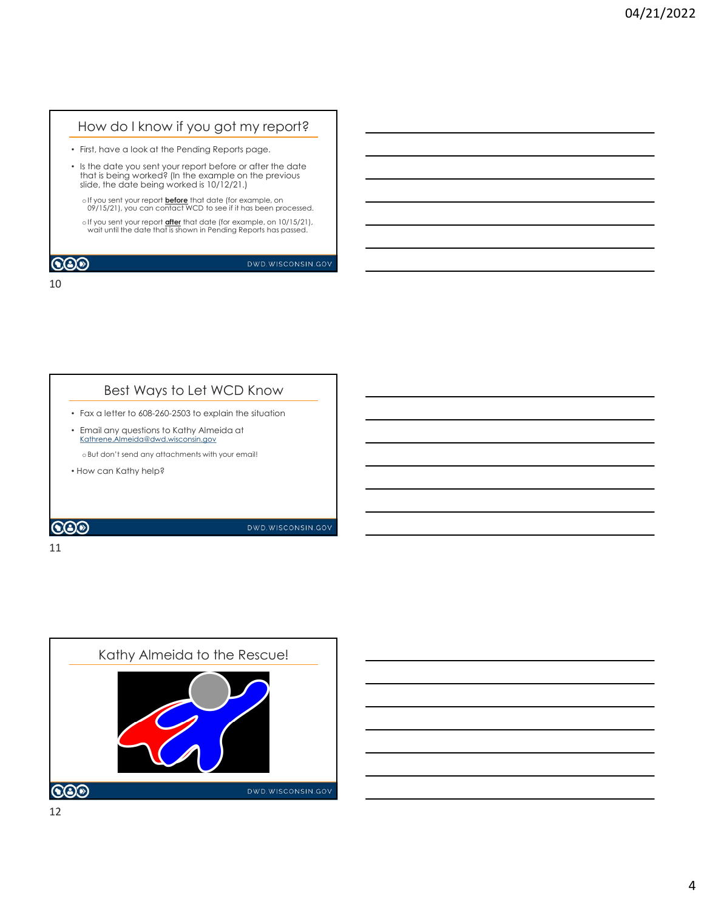## How do I know if you got my report?

- First, have a look at the Pending Reports page.
- Is the date you sent your report before or after the date that is being worked? (In the example on the previous slide, the date being worked is 10/12/21.)
  - If you sent your report **before** that date (for example, on 09/15/21), you can contact WCD to see if it has been processed.
  - If you sent your report **after** that date (for example, on 10/15/21), wait until the date that is shown in Pending Reports has passed.

DWD.WISCONSIN.GOV

## Best Ways to Let WCD Know

- Fax a letter to 608-260-2503 to explain the situation
- Email any questions to Kathy Almeida at Kathrene.Almeida@dwd.wisconsin.gov
  - But don't send any attachments with your email!
- How can Kathy help?

DWD.WISCONSIN.GOV

## Kathy Almeida to the Rescue!

DWD.WISCONSIN.GOV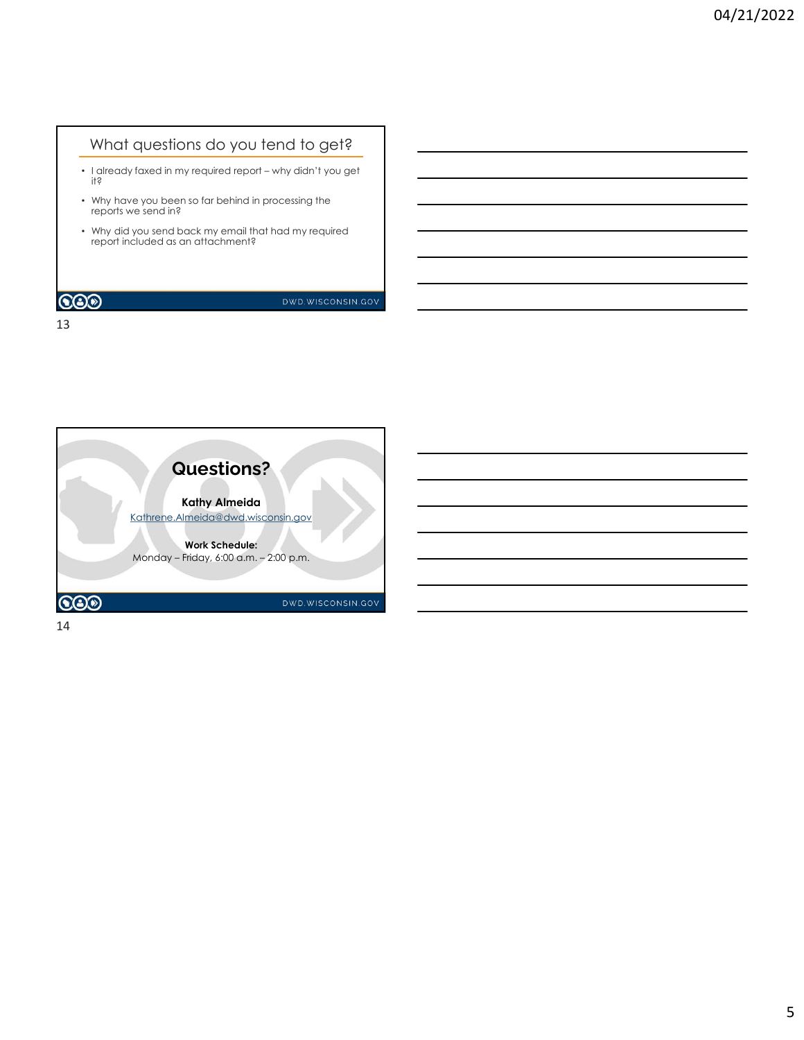## What questions do you tend to get?

- I already faxed in my required report – why didn't you get it?
- Why have you been so far behind in processing the reports we send in?
- Why did you send back my email that had my required report included as an attachment?

DWD.WISCONSIN.GOV

13

## Questions?

**Kathy Almeida**

Kathrene.Almeida@dwd.wisconsin.gov

**Work Schedule:**

Monday – Friday, 6:00 a.m. – 2:00 p.m.

DWD.WISCONSIN.GOV

14